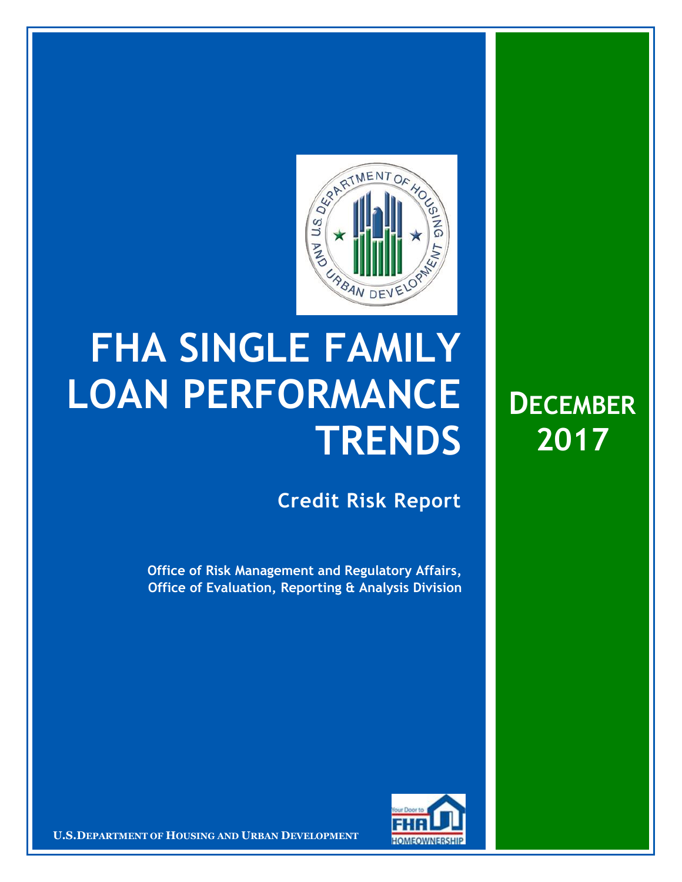# FHA SINGLE FAMILY LOAN PERFORMANCE TRENDS

## DECEMBER 2017

### Credit Risk Report

**Office of Risk Management and Regulatory Affairs,**
**Office of Evaluation, Reporting & Analysis Division**

**U.S. DEPARTMENT OF HOUSING AND URBAN DEVELOPMENT**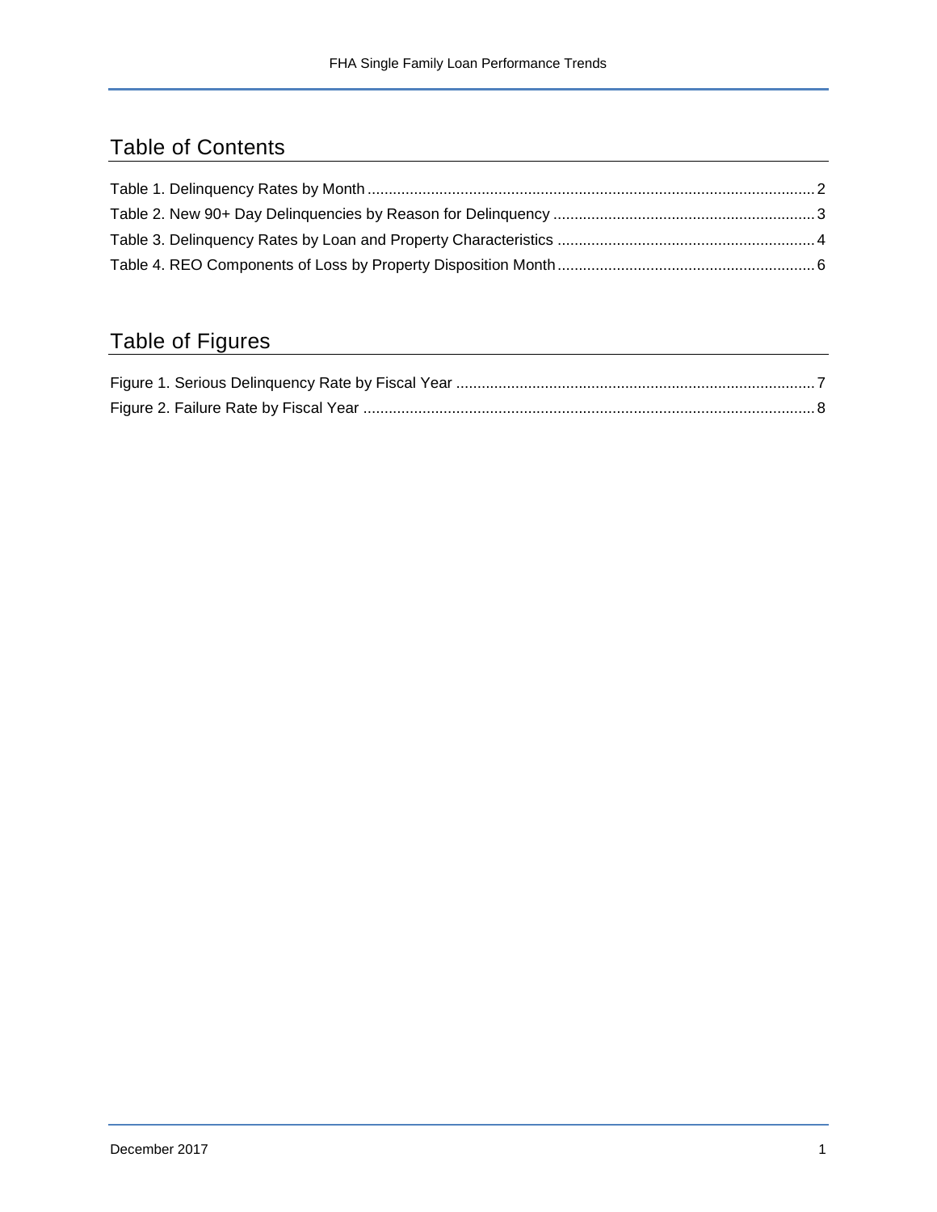## Table of Contents

Table 1. Delinquency Rates by Month ........................................................................................................ 2

Table 2. New 90+ Day Delinquencies by Reason for Delinquency ............................................................ 3

Table 3. Delinquency Rates by Loan and Property Characteristics ............................................................ 4

Table 4. REO Components of Loss by Property Disposition Month ............................................................ 6

## Table of Figures

Figure 1. Serious Delinquency Rate by Fiscal Year ..................................................................................... 7

Figure 2. Failure Rate by Fiscal Year .......................................................................................................... 8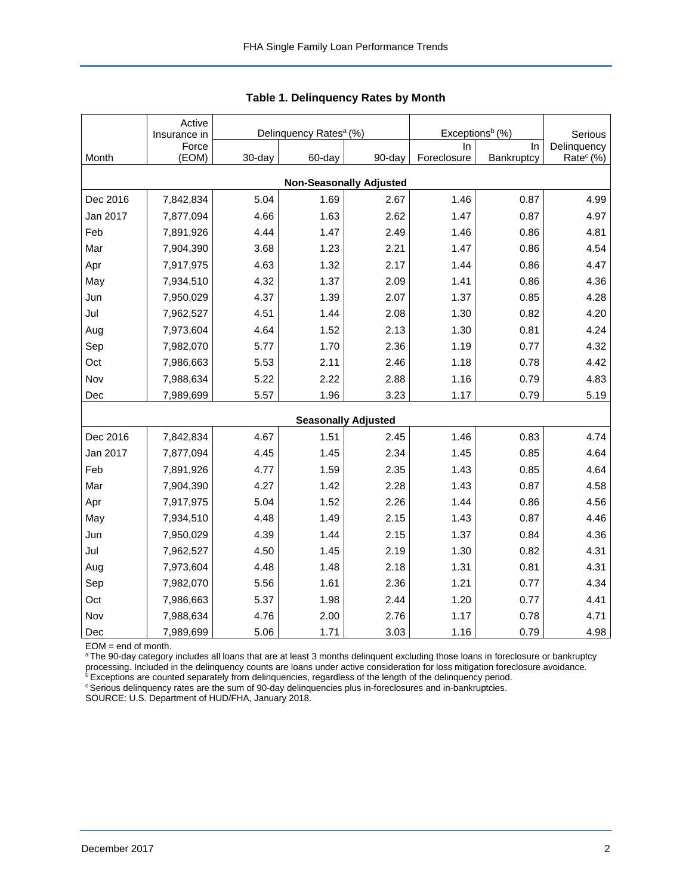## Table 1. Delinquency Rates by Month

| Month | Active Insurance in Force (EOM) | Delinquency Rates[a] (%) | | | Exceptions[b] (%) | | Serious Delinquency Rate[c] (%) |
|---|---|---|---|---|---|---|---|
| | | 30-day | 60-day | 90-day | In Foreclosure | In Bankruptcy | |
| **Non-Seasonally Adjusted** | | | | | | | |
| Dec 2016 | 7,842,834 | 5.04 | 1.69 | 2.67 | 1.46 | 0.87 | 4.99 |
| Jan 2017 | 7,877,094 | 4.66 | 1.63 | 2.62 | 1.47 | 0.87 | 4.97 |
| Feb | 7,891,926 | 4.44 | 1.47 | 2.49 | 1.46 | 0.86 | 4.81 |
| Mar | 7,904,390 | 3.68 | 1.23 | 2.21 | 1.47 | 0.86 | 4.54 |
| Apr | 7,917,975 | 4.63 | 1.32 | 2.17 | 1.44 | 0.86 | 4.47 |
| May | 7,934,510 | 4.32 | 1.37 | 2.09 | 1.41 | 0.86 | 4.36 |
| Jun | 7,950,029 | 4.37 | 1.39 | 2.07 | 1.37 | 0.85 | 4.28 |
| Jul | 7,962,527 | 4.51 | 1.44 | 2.08 | 1.30 | 0.82 | 4.20 |
| Aug | 7,973,604 | 4.64 | 1.52 | 2.13 | 1.30 | 0.81 | 4.24 |
| Sep | 7,982,070 | 5.77 | 1.70 | 2.36 | 1.19 | 0.77 | 4.32 |
| Oct | 7,986,663 | 5.53 | 2.11 | 2.46 | 1.18 | 0.78 | 4.42 |
| Nov | 7,988,634 | 5.22 | 2.22 | 2.88 | 1.16 | 0.79 | 4.83 |
| Dec | 7,989,699 | 5.57 | 1.96 | 3.23 | 1.17 | 0.79 | 5.19 |
| **Seasonally Adjusted** | | | | | | | |
| Dec 2016 | 7,842,834 | 4.67 | 1.51 | 2.45 | 1.46 | 0.83 | 4.74 |
| Jan 2017 | 7,877,094 | 4.45 | 1.45 | 2.34 | 1.45 | 0.85 | 4.64 |
| Feb | 7,891,926 | 4.77 | 1.59 | 2.35 | 1.43 | 0.85 | 4.64 |
| Mar | 7,904,390 | 4.27 | 1.42 | 2.28 | 1.43 | 0.87 | 4.58 |
| Apr | 7,917,975 | 5.04 | 1.52 | 2.26 | 1.44 | 0.86 | 4.56 |
| May | 7,934,510 | 4.48 | 1.49 | 2.15 | 1.43 | 0.87 | 4.46 |
| Jun | 7,950,029 | 4.39 | 1.44 | 2.15 | 1.37 | 0.84 | 4.36 |
| Jul | 7,962,527 | 4.50 | 1.45 | 2.19 | 1.30 | 0.82 | 4.31 |
| Aug | 7,973,604 | 4.48 | 1.48 | 2.18 | 1.31 | 0.81 | 4.31 |
| Sep | 7,982,070 | 5.56 | 1.61 | 2.36 | 1.21 | 0.77 | 4.34 |
| Oct | 7,986,663 | 5.37 | 1.98 | 2.44 | 1.20 | 0.77 | 4.41 |
| Nov | 7,988,634 | 4.76 | 2.00 | 2.76 | 1.17 | 0.78 | 4.71 |
| Dec | 7,989,699 | 5.06 | 1.71 | 3.03 | 1.16 | 0.79 | 4.98 |

EOM = end of month.

[a] The 90-day category includes all loans that are at least 3 months delinquent excluding those loans in foreclosure or bankruptcy processing. Included in the delinquency counts are loans under active consideration for loss mitigation foreclosure avoidance.

[b] Exceptions are counted separately from delinquencies, regardless of the length of the delinquency period.

[c] Serious delinquency rates are the sum of 90-day delinquencies plus in-foreclosures and in-bankruptcies.

SOURCE: U.S. Department of HUD/FHA, January 2018.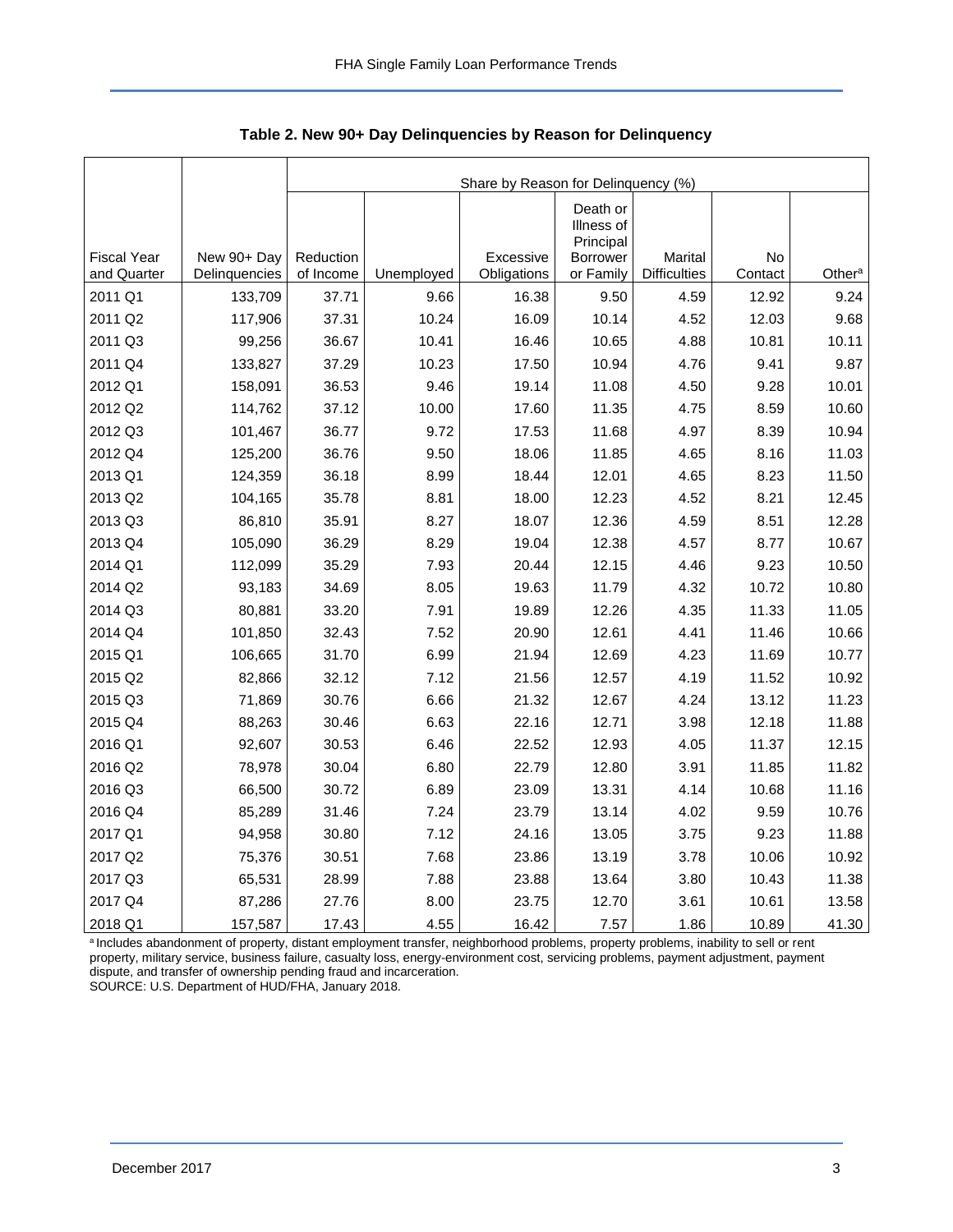## Table 2. New 90+ Day Delinquencies by Reason for Delinquency

| Fiscal Year and Quarter | New 90+ Day Delinquencies | Share by Reason for Delinquency (%) | | | | | | |
|---|---|---|---|---|---|---|---|---|
| | | Reduction of Income | Unemployed | Excessive Obligations | Death or Illness of Principal Borrower or Family | Marital Difficulties | No Contact | Other[a] |
| 2011 Q1 | 133,709 | 37.71 | 9.66 | 16.38 | 9.50 | 4.59 | 12.92 | 9.24 |
| 2011 Q2 | 117,906 | 37.31 | 10.24 | 16.09 | 10.14 | 4.52 | 12.03 | 9.68 |
| 2011 Q3 | 99,256 | 36.67 | 10.41 | 16.46 | 10.65 | 4.88 | 10.81 | 10.11 |
| 2011 Q4 | 133,827 | 37.29 | 10.23 | 17.50 | 10.94 | 4.76 | 9.41 | 9.87 |
| 2012 Q1 | 158,091 | 36.53 | 9.46 | 19.14 | 11.08 | 4.50 | 9.28 | 10.01 |
| 2012 Q2 | 114,762 | 37.12 | 10.00 | 17.60 | 11.35 | 4.75 | 8.59 | 10.60 |
| 2012 Q3 | 101,467 | 36.77 | 9.72 | 17.53 | 11.68 | 4.97 | 8.39 | 10.94 |
| 2012 Q4 | 125,200 | 36.76 | 9.50 | 18.06 | 11.85 | 4.65 | 8.16 | 11.03 |
| 2013 Q1 | 124,359 | 36.18 | 8.99 | 18.44 | 12.01 | 4.65 | 8.23 | 11.50 |
| 2013 Q2 | 104,165 | 35.78 | 8.81 | 18.00 | 12.23 | 4.52 | 8.21 | 12.45 |
| 2013 Q3 | 86,810 | 35.91 | 8.27 | 18.07 | 12.36 | 4.59 | 8.51 | 12.28 |
| 2013 Q4 | 105,090 | 36.29 | 8.29 | 19.04 | 12.38 | 4.57 | 8.77 | 10.67 |
| 2014 Q1 | 112,099 | 35.29 | 7.93 | 20.44 | 12.15 | 4.46 | 9.23 | 10.50 |
| 2014 Q2 | 93,183 | 34.69 | 8.05 | 19.63 | 11.79 | 4.32 | 10.72 | 10.80 |
| 2014 Q3 | 80,881 | 33.20 | 7.91 | 19.89 | 12.26 | 4.35 | 11.33 | 11.05 |
| 2014 Q4 | 101,850 | 32.43 | 7.52 | 20.90 | 12.61 | 4.41 | 11.46 | 10.66 |
| 2015 Q1 | 106,665 | 31.70 | 6.99 | 21.94 | 12.69 | 4.23 | 11.69 | 10.77 |
| 2015 Q2 | 82,866 | 32.12 | 7.12 | 21.56 | 12.57 | 4.19 | 11.52 | 10.92 |
| 2015 Q3 | 71,869 | 30.76 | 6.66 | 21.32 | 12.67 | 4.24 | 13.12 | 11.23 |
| 2015 Q4 | 88,263 | 30.46 | 6.63 | 22.16 | 12.71 | 3.98 | 12.18 | 11.88 |
| 2016 Q1 | 92,607 | 30.53 | 6.46 | 22.52 | 12.93 | 4.05 | 11.37 | 12.15 |
| 2016 Q2 | 78,978 | 30.04 | 6.80 | 22.79 | 12.80 | 3.91 | 11.85 | 11.82 |
| 2016 Q3 | 66,500 | 30.72 | 6.89 | 23.09 | 13.31 | 4.14 | 10.68 | 11.16 |
| 2016 Q4 | 85,289 | 31.46 | 7.24 | 23.79 | 13.14 | 4.02 | 9.59 | 10.76 |
| 2017 Q1 | 94,958 | 30.80 | 7.12 | 24.16 | 13.05 | 3.75 | 9.23 | 11.88 |
| 2017 Q2 | 75,376 | 30.51 | 7.68 | 23.86 | 13.19 | 3.78 | 10.06 | 10.92 |
| 2017 Q3 | 65,531 | 28.99 | 7.88 | 23.88 | 13.64 | 3.80 | 10.43 | 11.38 |
| 2017 Q4 | 87,286 | 27.76 | 8.00 | 23.75 | 12.70 | 3.61 | 10.61 | 13.58 |
| 2018 Q1 | 157,587 | 17.43 | 4.55 | 16.42 | 7.57 | 1.86 | 10.89 | 41.30 |

[a] Includes abandonment of property, distant employment transfer, neighborhood problems, property problems, inability to sell or rent property, military service, business failure, casualty loss, energy-environment cost, servicing problems, payment adjustment, payment dispute, and transfer of ownership pending fraud and incarceration.

SOURCE: U.S. Department of HUD/FHA, January 2018.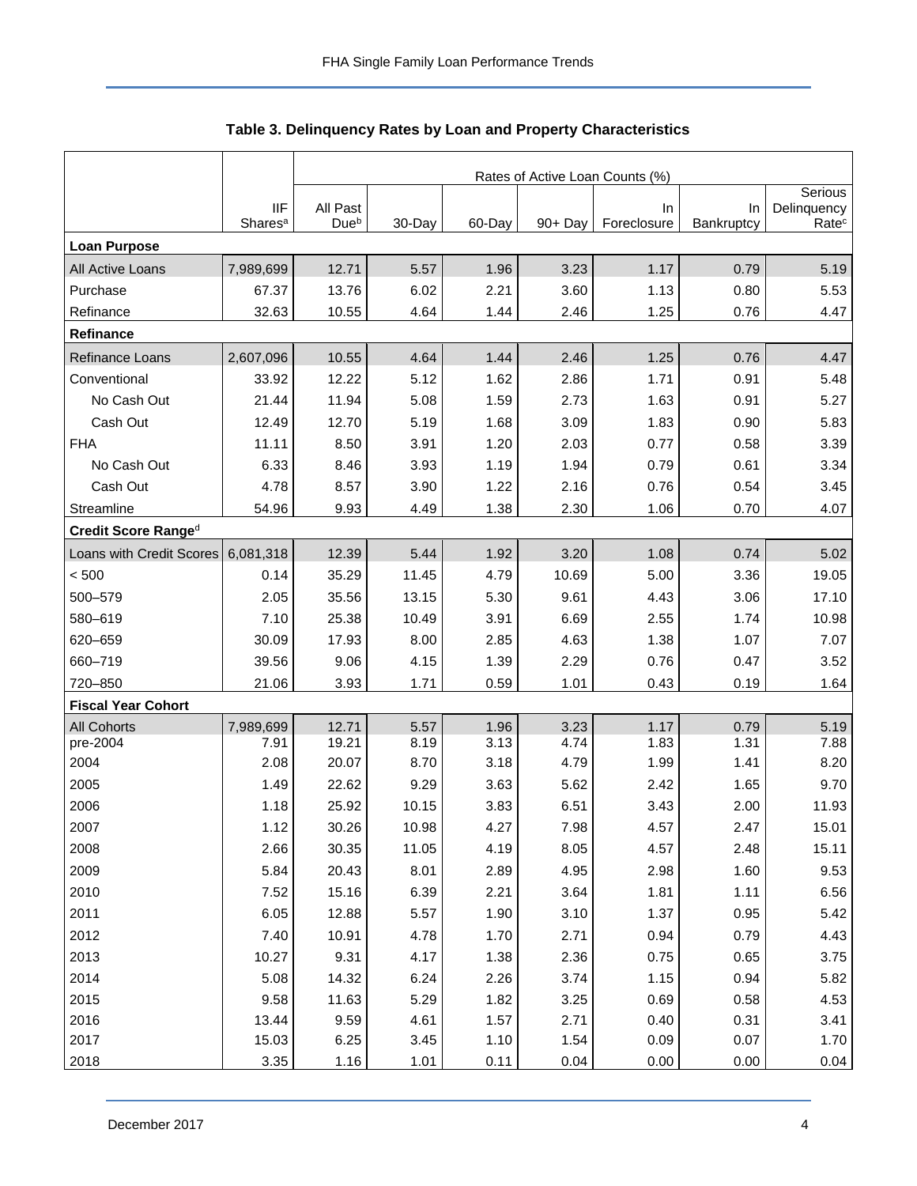## Table 3. Delinquency Rates by Loan and Property Characteristics

| | IIF Shares[a] | Rates of Active Loan Counts (%) | | | | | | |
|---|---|---|---|---|---|---|---|---|
| | | All Past Due[b] | 30-Day | 60-Day | 90+ Day | In Foreclosure | In Bankruptcy | Serious Delinquency Rate[c] |
| **Loan Purpose** | | | | | | | | |
| All Active Loans | 7,989,699 | 12.71 | 5.57 | 1.96 | 3.23 | 1.17 | 0.79 | 5.19 |
| Purchase | 67.37 | 13.76 | 6.02 | 2.21 | 3.60 | 1.13 | 0.80 | 5.53 |
| Refinance | 32.63 | 10.55 | 4.64 | 1.44 | 2.46 | 1.25 | 0.76 | 4.47 |
| **Refinance** | | | | | | | | |
| Refinance Loans | 2,607,096 | 10.55 | 4.64 | 1.44 | 2.46 | 1.25 | 0.76 | 4.47 |
| Conventional | 33.92 | 12.22 | 5.12 | 1.62 | 2.86 | 1.71 | 0.91 | 5.48 |
| No Cash Out | 21.44 | 11.94 | 5.08 | 1.59 | 2.73 | 1.63 | 0.91 | 5.27 |
| Cash Out | 12.49 | 12.70 | 5.19 | 1.68 | 3.09 | 1.83 | 0.90 | 5.83 |
| FHA | 11.11 | 8.50 | 3.91 | 1.20 | 2.03 | 0.77 | 0.58 | 3.39 |
| No Cash Out | 6.33 | 8.46 | 3.93 | 1.19 | 1.94 | 0.79 | 0.61 | 3.34 |
| Cash Out | 4.78 | 8.57 | 3.90 | 1.22 | 2.16 | 0.76 | 0.54 | 3.45 |
| Streamline | 54.96 | 9.93 | 4.49 | 1.38 | 2.30 | 1.06 | 0.70 | 4.07 |
| **Credit Score Range[d]** | | | | | | | | |
| Loans with Credit Scores | 6,081,318 | 12.39 | 5.44 | 1.92 | 3.20 | 1.08 | 0.74 | 5.02 |
| < 500 | 0.14 | 35.29 | 11.45 | 4.79 | 10.69 | 5.00 | 3.36 | 19.05 |
| 500–579 | 2.05 | 35.56 | 13.15 | 5.30 | 9.61 | 4.43 | 3.06 | 17.10 |
| 580–619 | 7.10 | 25.38 | 10.49 | 3.91 | 6.69 | 2.55 | 1.74 | 10.98 |
| 620–659 | 30.09 | 17.93 | 8.00 | 2.85 | 4.63 | 1.38 | 1.07 | 7.07 |
| 660–719 | 39.56 | 9.06 | 4.15 | 1.39 | 2.29 | 0.76 | 0.47 | 3.52 |
| 720–850 | 21.06 | 3.93 | 1.71 | 0.59 | 1.01 | 0.43 | 0.19 | 1.64 |
| **Fiscal Year Cohort** | | | | | | | | |
| All Cohorts | 7,989,699 | 12.71 | 5.57 | 1.96 | 3.23 | 1.17 | 0.79 | 5.19 |
| pre-2004 | 7.91 | 19.21 | 8.19 | 3.13 | 4.74 | 1.83 | 1.31 | 7.88 |
| 2004 | 2.08 | 20.07 | 8.70 | 3.18 | 4.79 | 1.99 | 1.41 | 8.20 |
| 2005 | 1.49 | 22.62 | 9.29 | 3.63 | 5.62 | 2.42 | 1.65 | 9.70 |
| 2006 | 1.18 | 25.92 | 10.15 | 3.83 | 6.51 | 3.43 | 2.00 | 11.93 |
| 2007 | 1.12 | 30.26 | 10.98 | 4.27 | 7.98 | 4.57 | 2.47 | 15.01 |
| 2008 | 2.66 | 30.35 | 11.05 | 4.19 | 8.05 | 4.57 | 2.48 | 15.11 |
| 2009 | 5.84 | 20.43 | 8.01 | 2.89 | 4.95 | 2.98 | 1.60 | 9.53 |
| 2010 | 7.52 | 15.16 | 6.39 | 2.21 | 3.64 | 1.81 | 1.11 | 6.56 |
| 2011 | 6.05 | 12.88 | 5.57 | 1.90 | 3.10 | 1.37 | 0.95 | 5.42 |
| 2012 | 7.40 | 10.91 | 4.78 | 1.70 | 2.71 | 0.94 | 0.79 | 4.43 |
| 2013 | 10.27 | 9.31 | 4.17 | 1.38 | 2.36 | 0.75 | 0.65 | 3.75 |
| 2014 | 5.08 | 14.32 | 6.24 | 2.26 | 3.74 | 1.15 | 0.94 | 5.82 |
| 2015 | 9.58 | 11.63 | 5.29 | 1.82 | 3.25 | 0.69 | 0.58 | 4.53 |
| 2016 | 13.44 | 9.59 | 4.61 | 1.57 | 2.71 | 0.40 | 0.31 | 3.41 |
| 2017 | 15.03 | 6.25 | 3.45 | 1.10 | 1.54 | 0.09 | 0.07 | 1.70 |
| 2018 | 3.35 | 1.16 | 1.01 | 0.11 | 0.04 | 0.00 | 0.00 | 0.04 |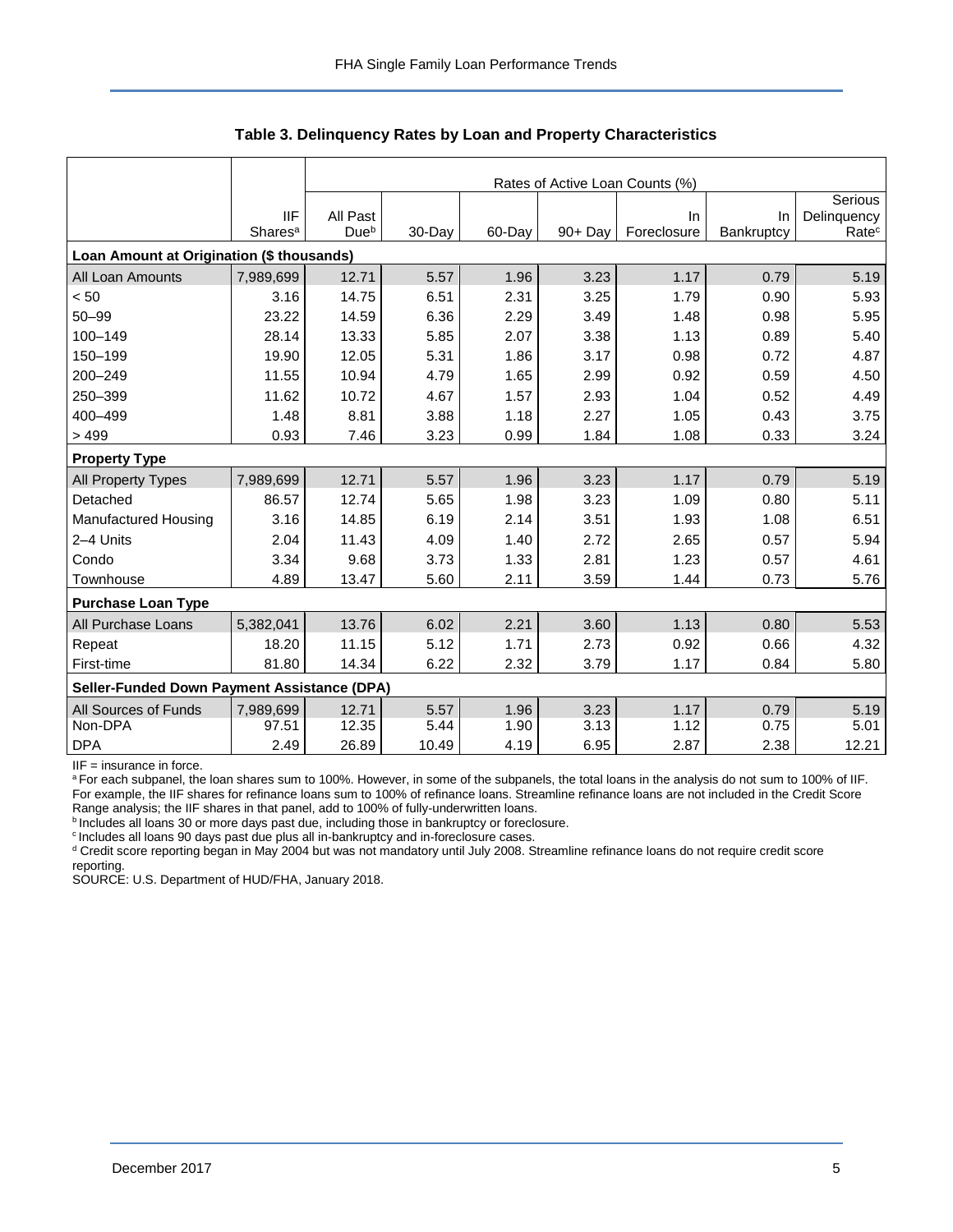### Table 3. Delinquency Rates by Loan and Property Characteristics

| | IIF Shares[a] | Rates of Active Loan Counts (%) All Past Due[b] | 30-Day | 60-Day | 90+ Day | In Foreclosure | In Bankruptcy | Serious Delinquency Rate[c] |
|---|---|---|---|---|---|---|---|---|
| **Loan Amount at Origination ($ thousands)** | | | | | | | | |
| All Loan Amounts | 7,989,699 | 12.71 | 5.57 | 1.96 | 3.23 | 1.17 | 0.79 | 5.19 |
| < 50 | 3.16 | 14.75 | 6.51 | 2.31 | 3.25 | 1.79 | 0.90 | 5.93 |
| 50–99 | 23.22 | 14.59 | 6.36 | 2.29 | 3.49 | 1.48 | 0.98 | 5.95 |
| 100–149 | 28.14 | 13.33 | 5.85 | 2.07 | 3.38 | 1.13 | 0.89 | 5.40 |
| 150–199 | 19.90 | 12.05 | 5.31 | 1.86 | 3.17 | 0.98 | 0.72 | 4.87 |
| 200–249 | 11.55 | 10.94 | 4.79 | 1.65 | 2.99 | 0.92 | 0.59 | 4.50 |
| 250–399 | 11.62 | 10.72 | 4.67 | 1.57 | 2.93 | 1.04 | 0.52 | 4.49 |
| 400–499 | 1.48 | 8.81 | 3.88 | 1.18 | 2.27 | 1.05 | 0.43 | 3.75 |
| > 499 | 0.93 | 7.46 | 3.23 | 0.99 | 1.84 | 1.08 | 0.33 | 3.24 |
| **Property Type** | | | | | | | | |
| All Property Types | 7,989,699 | 12.71 | 5.57 | 1.96 | 3.23 | 1.17 | 0.79 | 5.19 |
| Detached | 86.57 | 12.74 | 5.65 | 1.98 | 3.23 | 1.09 | 0.80 | 5.11 |
| Manufactured Housing | 3.16 | 14.85 | 6.19 | 2.14 | 3.51 | 1.93 | 1.08 | 6.51 |
| 2–4 Units | 2.04 | 11.43 | 4.09 | 1.40 | 2.72 | 2.65 | 0.57 | 5.94 |
| Condo | 3.34 | 9.68 | 3.73 | 1.33 | 2.81 | 1.23 | 0.57 | 4.61 |
| Townhouse | 4.89 | 13.47 | 5.60 | 2.11 | 3.59 | 1.44 | 0.73 | 5.76 |
| **Purchase Loan Type** | | | | | | | | |
| All Purchase Loans | 5,382,041 | 13.76 | 6.02 | 2.21 | 3.60 | 1.13 | 0.80 | 5.53 |
| Repeat | 18.20 | 11.15 | 5.12 | 1.71 | 2.73 | 0.92 | 0.66 | 4.32 |
| First-time | 81.80 | 14.34 | 6.22 | 2.32 | 3.79 | 1.17 | 0.84 | 5.80 |
| **Seller-Funded Down Payment Assistance (DPA)** | | | | | | | | |
| All Sources of Funds | 7,989,699 | 12.71 | 5.57 | 1.96 | 3.23 | 1.17 | 0.79 | 5.19 |
| Non-DPA | 97.51 | 12.35 | 5.44 | 1.90 | 3.13 | 1.12 | 0.75 | 5.01 |
| DPA | 2.49 | 26.89 | 10.49 | 4.19 | 6.95 | 2.87 | 2.38 | 12.21 |

IIF = insurance in force.

[a] For each subpanel, the loan shares sum to 100%. However, in some of the subpanels, the total loans in the analysis do not sum to 100% of IIF. For example, the IIF shares for refinance loans sum to 100% of refinance loans. Streamline refinance loans are not included in the Credit Score Range analysis; the IIF shares in that panel, add to 100% of fully-underwritten loans.

[b] Includes all loans 30 or more days past due, including those in bankruptcy or foreclosure.

[c] Includes all loans 90 days past due plus all in-bankruptcy and in-foreclosure cases.

[d] Credit score reporting began in May 2004 but was not mandatory until July 2008. Streamline refinance loans do not require credit score reporting.

SOURCE: U.S. Department of HUD/FHA, January 2018.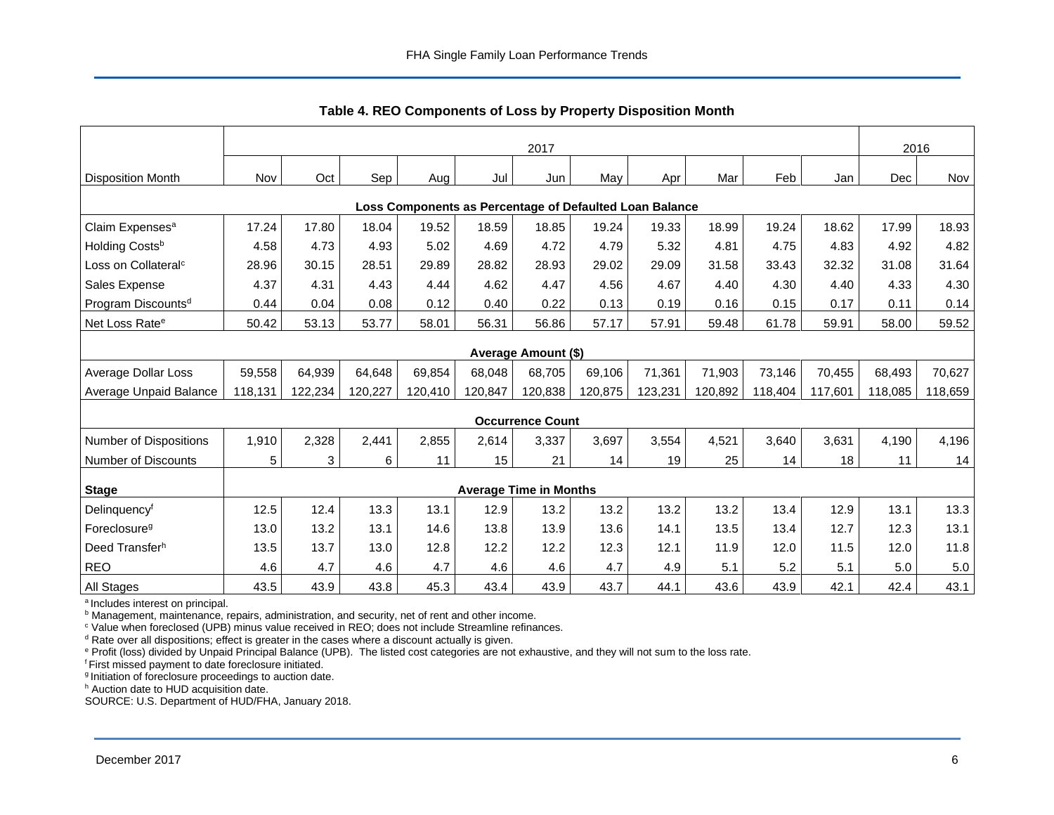### Table 4. REO Components of Loss by Property Disposition Month

| | 2017 | | | | | | | | | | | 2016 | |
|---|---|---|---|---|---|---|---|---|---|---|---|---|---|
| Disposition Month | Nov | Oct | Sep | Aug | Jul | Jun | May | Apr | Mar | Feb | Jan | Dec | Nov |
| **Loss Components as Percentage of Defaulted Loan Balance** | | | | | | | | | | | | | |
| Claim Expenses[a] | 17.24 | 17.80 | 18.04 | 19.52 | 18.59 | 18.85 | 19.24 | 19.33 | 18.99 | 19.24 | 18.62 | 17.99 | 18.93 |
| Holding Costs[b] | 4.58 | 4.73 | 4.93 | 5.02 | 4.69 | 4.72 | 4.79 | 5.32 | 4.81 | 4.75 | 4.83 | 4.92 | 4.82 |
| Loss on Collateral[c] | 28.96 | 30.15 | 28.51 | 29.89 | 28.82 | 28.93 | 29.02 | 29.09 | 31.58 | 33.43 | 32.32 | 31.08 | 31.64 |
| Sales Expense | 4.37 | 4.31 | 4.43 | 4.44 | 4.62 | 4.47 | 4.56 | 4.67 | 4.40 | 4.30 | 4.40 | 4.33 | 4.30 |
| Program Discounts[d] | 0.44 | 0.04 | 0.08 | 0.12 | 0.40 | 0.22 | 0.13 | 0.19 | 0.16 | 0.15 | 0.17 | 0.11 | 0.14 |
| Net Loss Rate[e] | 50.42 | 53.13 | 53.77 | 58.01 | 56.31 | 56.86 | 57.17 | 57.91 | 59.48 | 61.78 | 59.91 | 58.00 | 59.52 |
| **Average Amount ($)** | | | | | | | | | | | | | |
| Average Dollar Loss | 59,558 | 64,939 | 64,648 | 69,854 | 68,048 | 68,705 | 69,106 | 71,361 | 71,903 | 73,146 | 70,455 | 68,493 | 70,627 |
| Average Unpaid Balance | 118,131 | 122,234 | 120,227 | 120,410 | 120,847 | 120,838 | 120,875 | 123,231 | 120,892 | 118,404 | 117,601 | 118,085 | 118,659 |
| **Occurrence Count** | | | | | | | | | | | | | |
| Number of Dispositions | 1,910 | 2,328 | 2,441 | 2,855 | 2,614 | 3,337 | 3,697 | 3,554 | 4,521 | 3,640 | 3,631 | 4,190 | 4,196 |
| Number of Discounts | 5 | 3 | 6 | 11 | 15 | 21 | 14 | 19 | 25 | 14 | 18 | 11 | 14 |
| **Stage** | **Average Time in Months** | | | | | | | | | | | | |
| Delinquency[f] | 12.5 | 12.4 | 13.3 | 13.1 | 12.9 | 13.2 | 13.2 | 13.2 | 13.2 | 13.4 | 12.9 | 13.1 | 13.3 |
| Foreclosure[g] | 13.0 | 13.2 | 13.1 | 14.6 | 13.8 | 13.9 | 13.6 | 14.1 | 13.5 | 13.4 | 12.7 | 12.3 | 13.1 |
| Deed Transfer[h] | 13.5 | 13.7 | 13.0 | 12.8 | 12.2 | 12.2 | 12.3 | 12.1 | 11.9 | 12.0 | 11.5 | 12.0 | 11.8 |
| REO | 4.6 | 4.7 | 4.6 | 4.7 | 4.6 | 4.6 | 4.7 | 4.9 | 5.1 | 5.2 | 5.1 | 5.0 | 5.0 |
| All Stages | 43.5 | 43.9 | 43.8 | 45.3 | 43.4 | 43.9 | 43.7 | 44.1 | 43.6 | 43.9 | 42.1 | 42.4 | 43.1 |

[a] Includes interest on principal.
[b] Management, maintenance, repairs, administration, and security, net of rent and other income.
[c] Value when foreclosed (UPB) minus value received in REO; does not include Streamline refinances.
[d] Rate over all dispositions; effect is greater in the cases where a discount actually is given.
[e] Profit (loss) divided by Unpaid Principal Balance (UPB). The listed cost categories are not exhaustive, and they will not sum to the loss rate.
[f] First missed payment to date foreclosure initiated.
[g] Initiation of foreclosure proceedings to auction date.
[h] Auction date to HUD acquisition date.
SOURCE: U.S. Department of HUD/FHA, January 2018.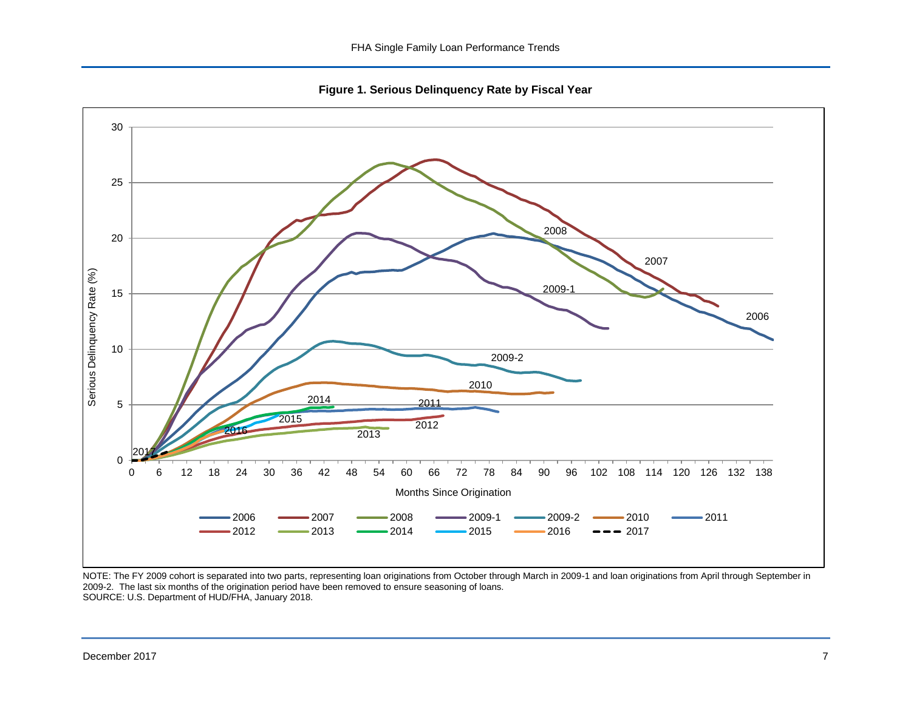**Figure 1. Serious Delinquency Rate by Fiscal Year**

NOTE: The FY 2009 cohort is separated into two parts, representing loan originations from October through March in 2009-1 and loan originations from April through September in 2009-2. The last six months of the origination period have been removed to ensure seasoning of loans.
SOURCE: U.S. Department of HUD/FHA, January 2018.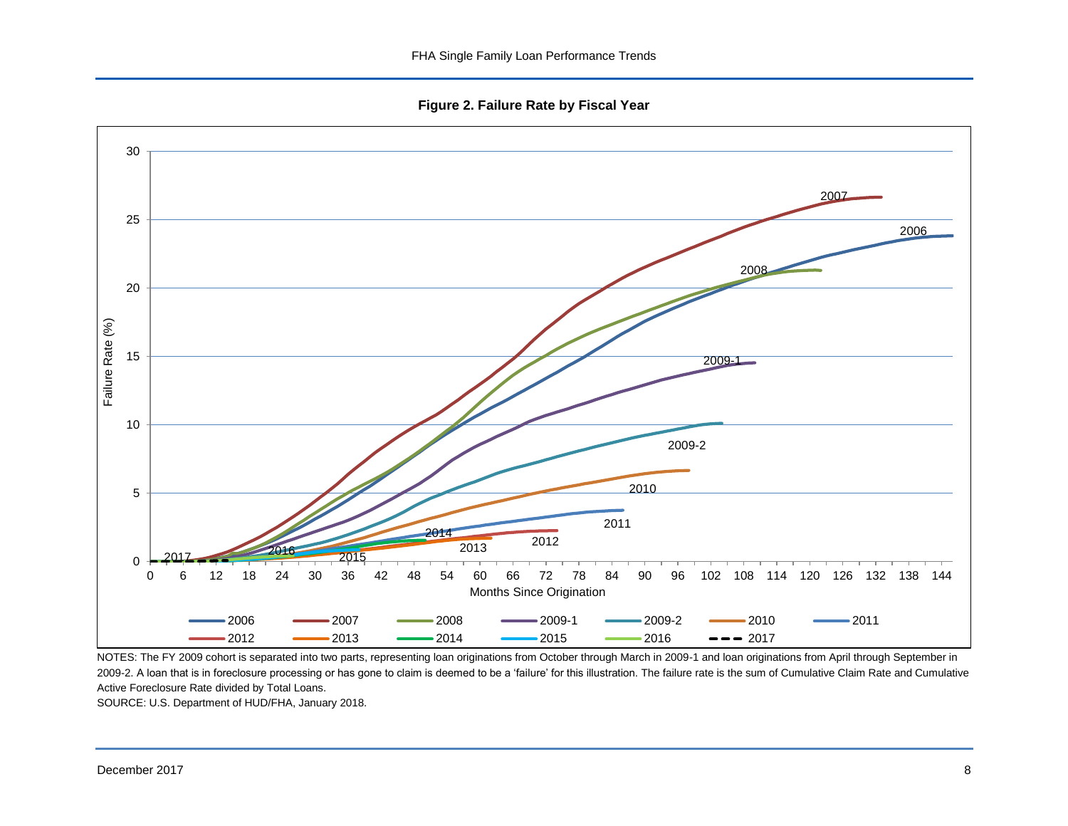**Figure 2. Failure Rate by Fiscal Year**

Failure Rate (%)

30
25
20
15
10
5
0

0 6 12 18 24 30 36 42 48 54 60 66 72 78 84 90 96 102 108 114 120 126 132 138 144

Months Since Origination

2007
2006
2008
2009-1
2009-2
2010
2011
2012
2013
2014
2015
2016
2017

2006 2007 2008 2009-1 2009-2 2010 2011
2012 2013 2014 2015 2016 2017

NOTES: The FY 2009 cohort is separated into two parts, representing loan originations from October through March in 2009-1 and loan originations from April through September in 2009-2. A loan that is in foreclosure processing or has gone to claim is deemed to be a 'failure' for this illustration. The failure rate is the sum of Cumulative Claim Rate and Cumulative Active Foreclosure Rate divided by Total Loans.

SOURCE: U.S. Department of HUD/FHA, January 2018.